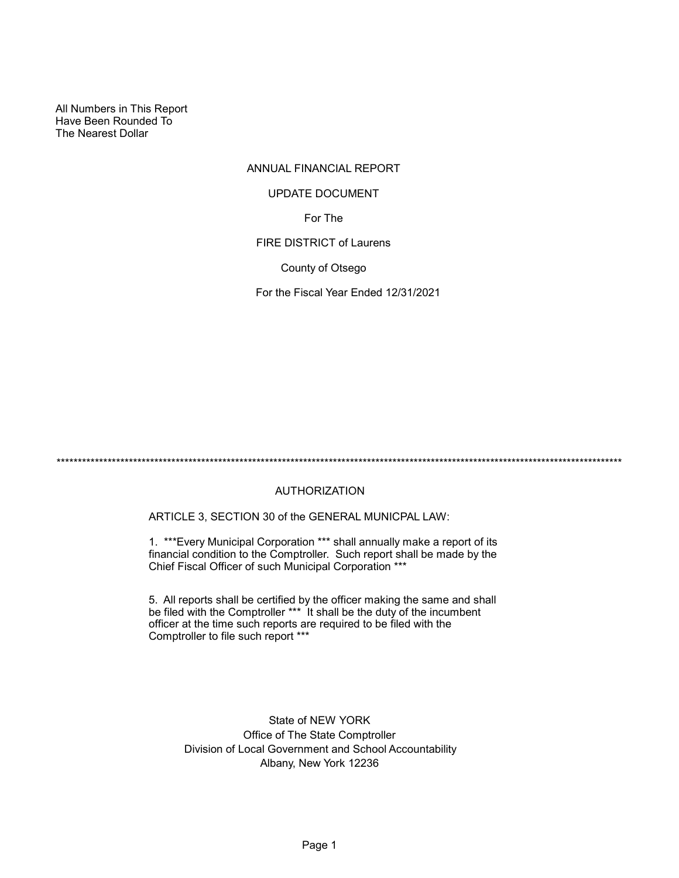All Numbers in This Report
Have Been Rounded To
The Nearest Dollar

# ANNUAL FINANCIAL REPORT

## UPDATE DOCUMENT

For The

FIRE DISTRICT of Laurens

County of Otsego

For the Fiscal Year Ended 12/31/2021

*************************************************************************************************************************************

## AUTHORIZATION

ARTICLE 3, SECTION 30 of the GENERAL MUNICPAL LAW:

1. ***Every Municipal Corporation *** shall annually make a report of its financial condition to the Comptroller. Such report shall be made by the Chief Fiscal Officer of such Municipal Corporation ***

5. All reports shall be certified by the officer making the same and shall be filed with the Comptroller *** It shall be the duty of the incumbent officer at the time such reports are required to be filed with the Comptroller to file such report ***

State of NEW YORK
Office of The State Comptroller
Division of Local Government and School Accountability
Albany, New York 12236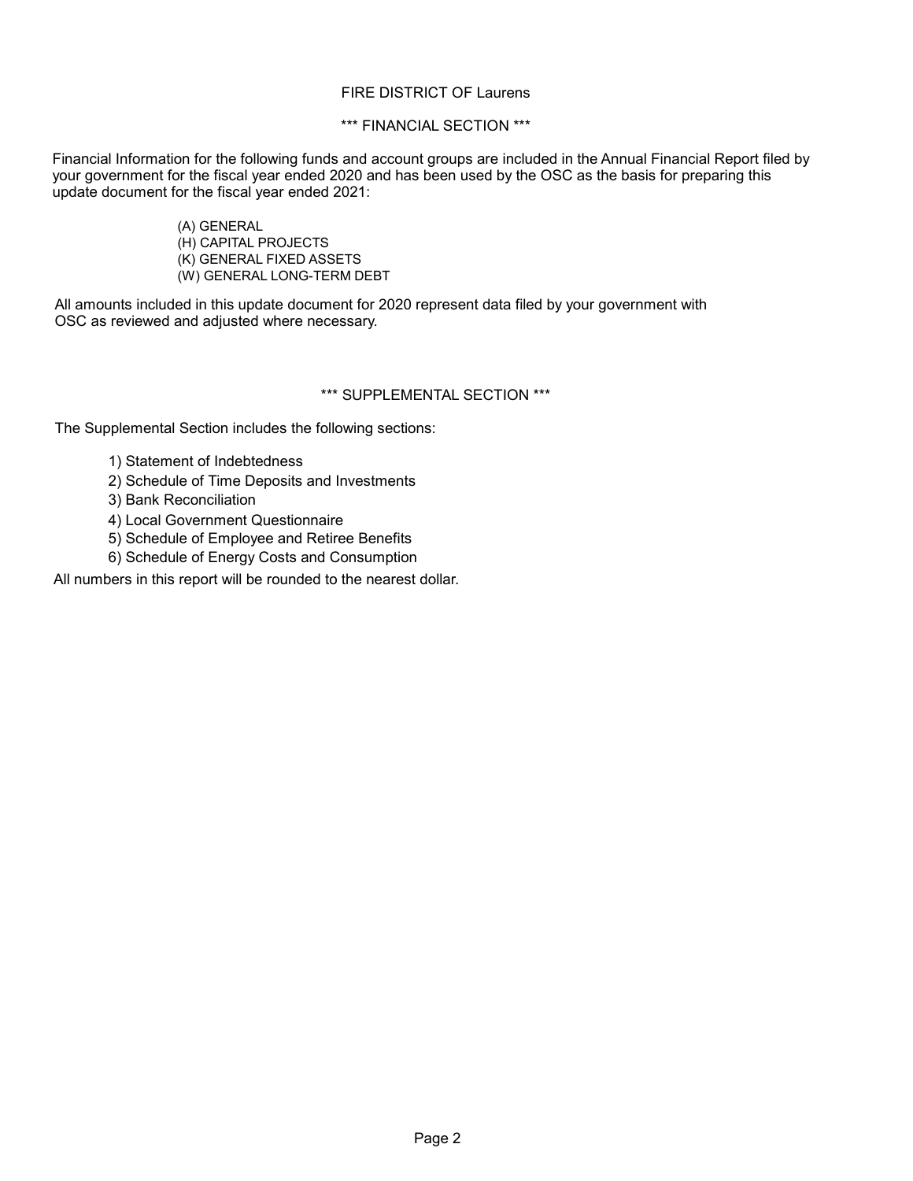FIRE DISTRICT OF Laurens

*** FINANCIAL SECTION ***

Financial Information for the following funds and account groups are included in the Annual Financial Report filed by your government for the fiscal year ended 2020 and has been used by the OSC as the basis for preparing this update document for the fiscal year ended 2021:

(A) GENERAL
(H) CAPITAL PROJECTS
(K) GENERAL FIXED ASSETS
(W) GENERAL LONG-TERM DEBT

All amounts included in this update document for 2020 represent data filed by your government with OSC as reviewed and adjusted where necessary.

*** SUPPLEMENTAL SECTION ***

The Supplemental Section includes the following sections:

1) Statement of Indebtedness
2) Schedule of Time Deposits and Investments
3) Bank Reconciliation
4) Local Government Questionnaire
5) Schedule of Employee and Retiree Benefits
6) Schedule of Energy Costs and Consumption

All numbers in this report will be rounded to the nearest dollar.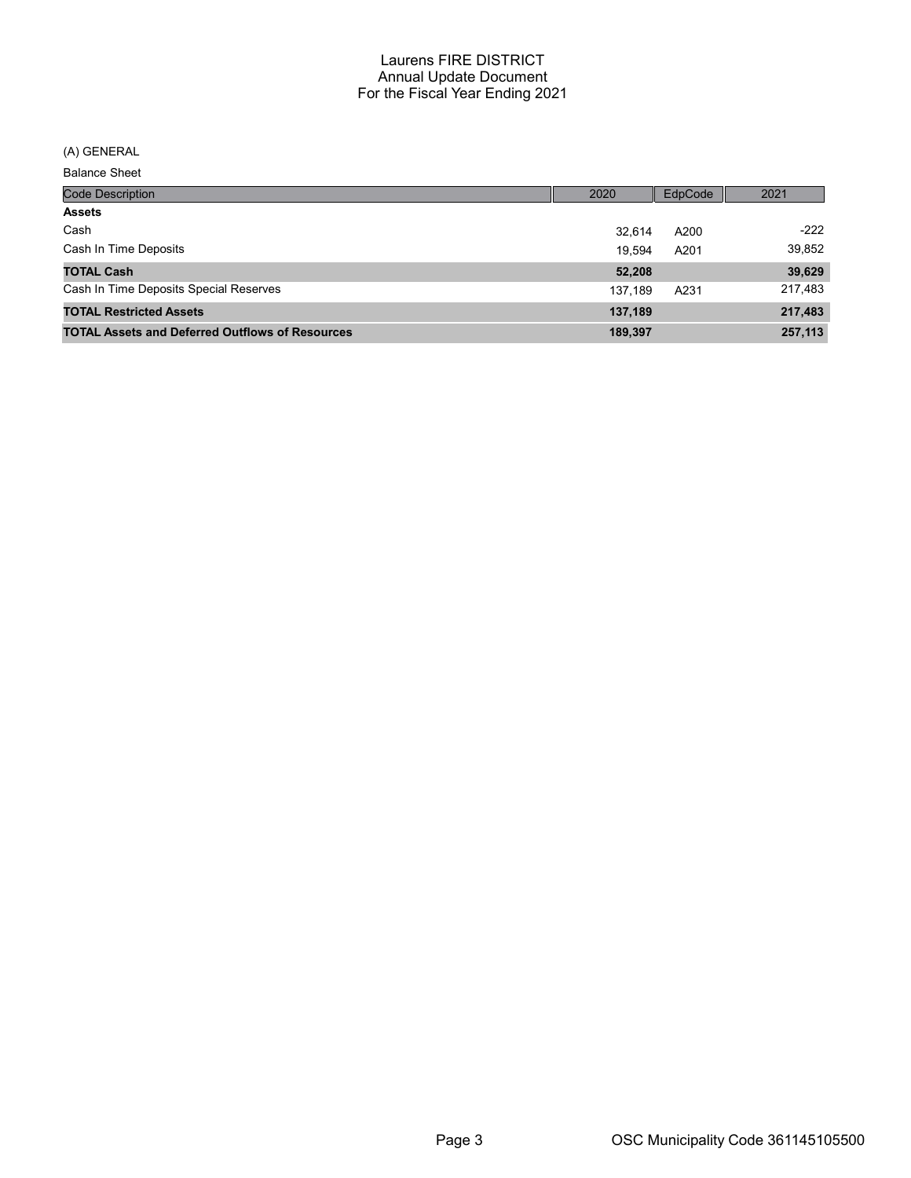# Laurens FIRE DISTRICT
## Annual Update Document
## For the Fiscal Year Ending 2021

(A) GENERAL

Balance Sheet

| Code Description | 2020 | EdpCode | 2021 |
|---|---|---|---|
| **Assets** | | | |
| Cash | 32,614 | A200 | -222 |
| Cash In Time Deposits | 19,594 | A201 | 39,852 |
| **TOTAL Cash** | **52,208** | | **39,629** |
| Cash In Time Deposits Special Reserves | 137,189 | A231 | 217,483 |
| **TOTAL Restricted Assets** | **137,189** | | **217,483** |
| **TOTAL Assets and Deferred Outflows of Resources** | **189,397** | | **257,113** |

OSC Municipality Code 361145105500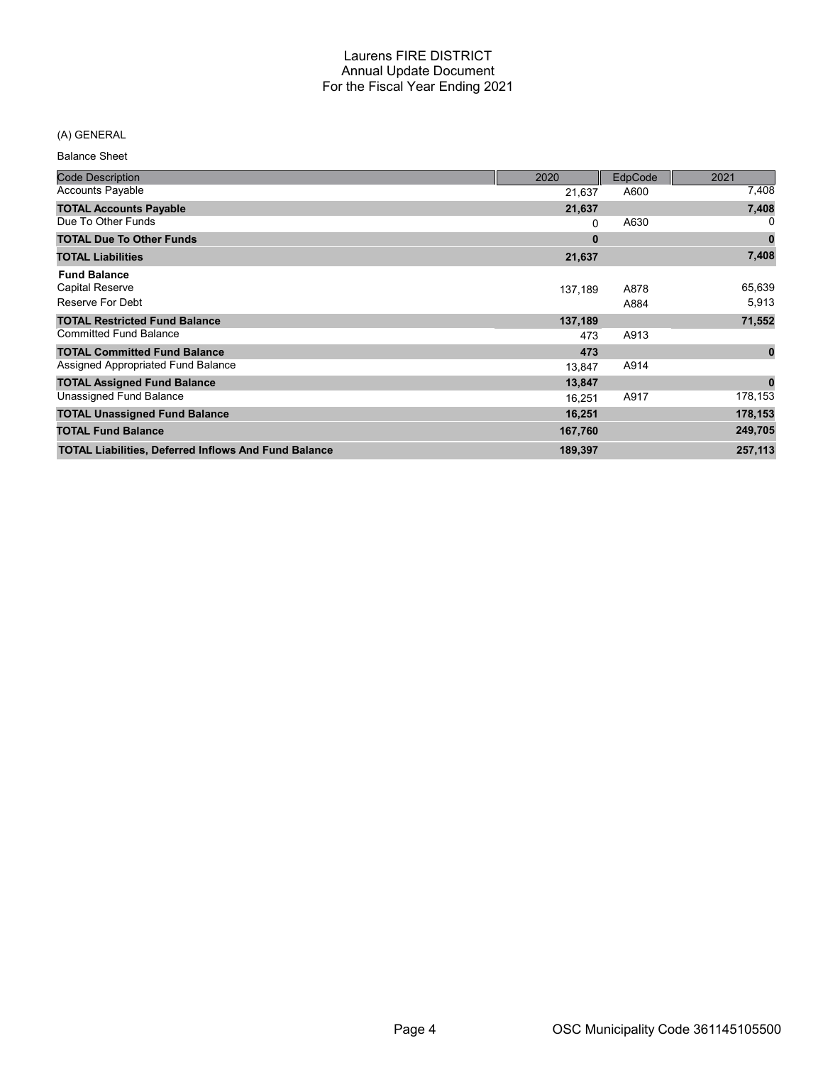# Laurens FIRE DISTRICT
## Annual Update Document
## For the Fiscal Year Ending 2021

(A) GENERAL

Balance Sheet

| Code Description | 2020 | EdpCode | 2021 |
|---|---|---|---|
| Accounts Payable | 21,637 | A600 | 7,408 |
| **TOTAL Accounts Payable** | **21,637** | | **7,408** |
| Due To Other Funds | 0 | A630 | 0 |
| **TOTAL Due To Other Funds** | **0** | | **0** |
| **TOTAL Liabilities** | **21,637** | | **7,408** |
| **Fund Balance** | | | |
| Capital Reserve | 137,189 | A878 | 65,639 |
| Reserve For Debt | | A884 | 5,913 |
| **TOTAL Restricted Fund Balance** | **137,189** | | **71,552** |
| Committed Fund Balance | 473 | A913 | |
| **TOTAL Committed Fund Balance** | **473** | | **0** |
| Assigned Appropriated Fund Balance | 13,847 | A914 | |
| **TOTAL Assigned Fund Balance** | **13,847** | | **0** |
| Unassigned Fund Balance | 16,251 | A917 | 178,153 |
| **TOTAL Unassigned Fund Balance** | **16,251** | | **178,153** |
| **TOTAL Fund Balance** | **167,760** | | **249,705** |
| **TOTAL Liabilities, Deferred Inflows And Fund Balance** | **189,397** | | **257,113** |

OSC Municipality Code 361145105500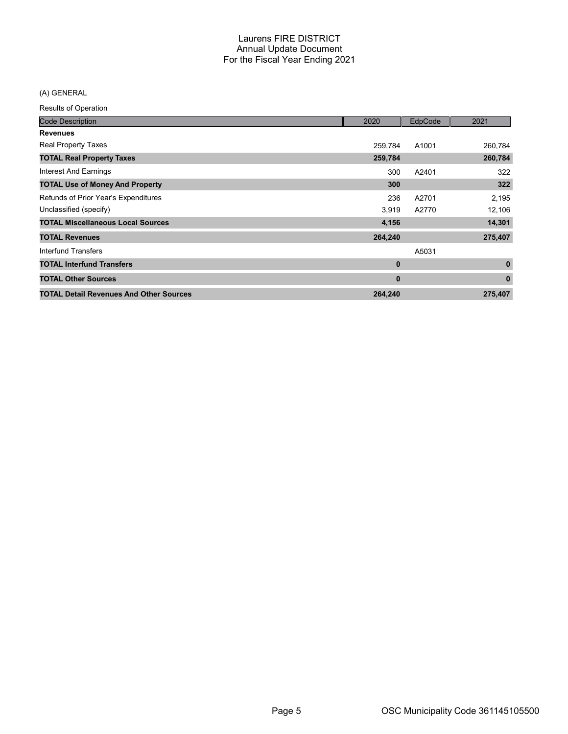# Laurens FIRE DISTRICT
## Annual Update Document
## For the Fiscal Year Ending 2021

(A) GENERAL

Results of Operation

| Code Description | 2020 | EdpCode | 2021 |
|---|---|---|---|
| **Revenues** | | | |
| Real Property Taxes | 259,784 | A1001 | 260,784 |
| **TOTAL Real Property Taxes** | **259,784** | | **260,784** |
| Interest And Earnings | 300 | A2401 | 322 |
| **TOTAL Use of Money And Property** | **300** | | **322** |
| Refunds of Prior Year's Expenditures | 236 | A2701 | 2,195 |
| Unclassified (specify) | 3,919 | A2770 | 12,106 |
| **TOTAL Miscellaneous Local Sources** | **4,156** | | **14,301** |
| **TOTAL Revenues** | **264,240** | | **275,407** |
| Interfund Transfers | | A5031 | |
| **TOTAL Interfund Transfers** | **0** | | **0** |
| **TOTAL Other Sources** | **0** | | **0** |
| **TOTAL Detail Revenues And Other Sources** | **264,240** | | **275,407** |

OSC Municipality Code 361145105500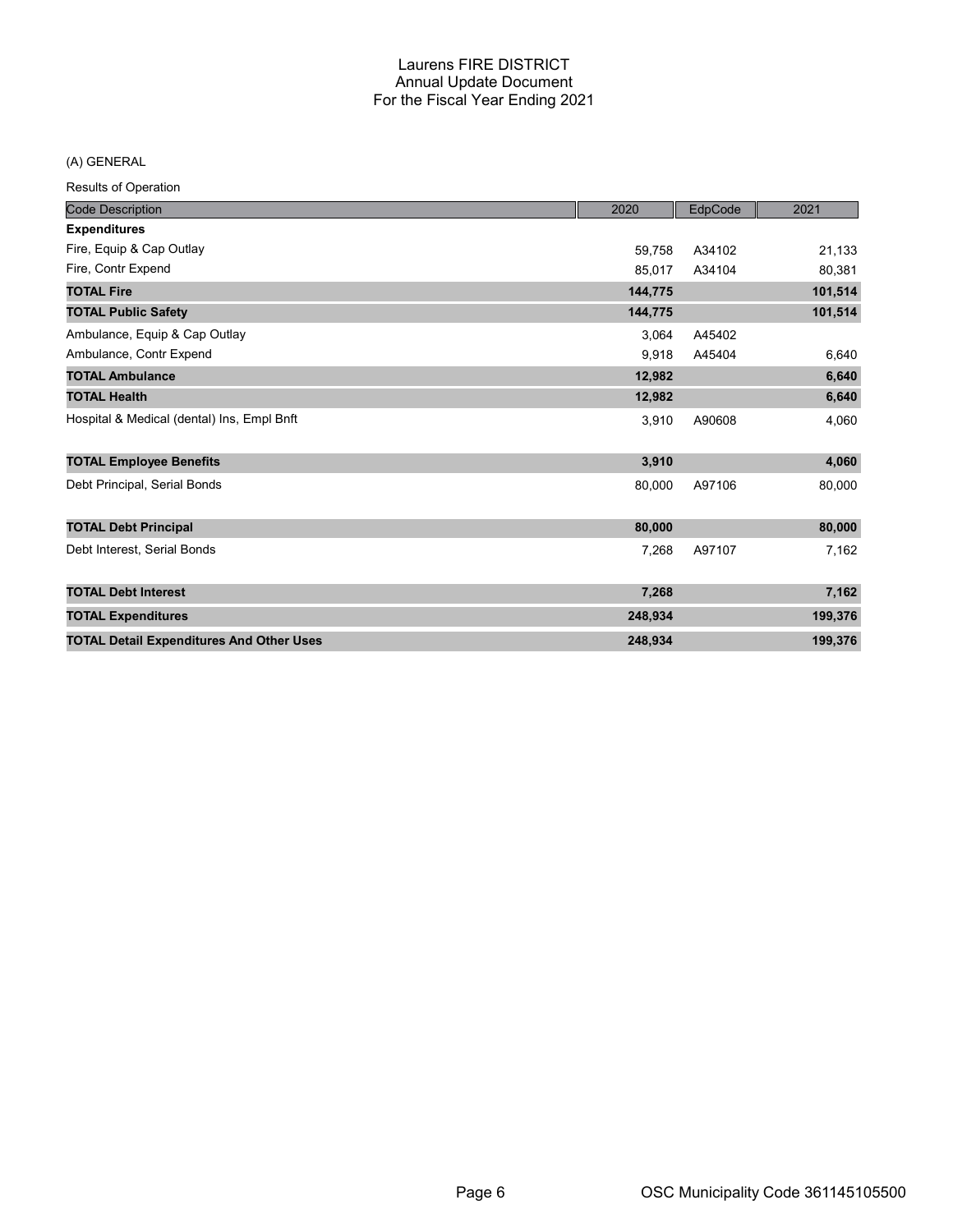# Laurens FIRE DISTRICT
## Annual Update Document
## For the Fiscal Year Ending 2021

(A) GENERAL

Results of Operation

| Code Description | 2020 | EdpCode | 2021 |
|---|---|---|---|
| **Expenditures** | | | |
| Fire, Equip & Cap Outlay | 59,758 | A34102 | 21,133 |
| Fire, Contr Expend | 85,017 | A34104 | 80,381 |
| **TOTAL Fire** | **144,775** | | **101,514** |
| **TOTAL Public Safety** | **144,775** | | **101,514** |
| Ambulance, Equip & Cap Outlay | 3,064 | A45402 | |
| Ambulance, Contr Expend | 9,918 | A45404 | 6,640 |
| **TOTAL Ambulance** | **12,982** | | **6,640** |
| **TOTAL Health** | **12,982** | | **6,640** |
| Hospital & Medical (dental) Ins, Empl Bnft | 3,910 | A90608 | 4,060 |
| **TOTAL Employee Benefits** | **3,910** | | **4,060** |
| Debt Principal, Serial Bonds | 80,000 | A97106 | 80,000 |
| **TOTAL Debt Principal** | **80,000** | | **80,000** |
| Debt Interest, Serial Bonds | 7,268 | A97107 | 7,162 |
| **TOTAL Debt Interest** | **7,268** | | **7,162** |
| **TOTAL Expenditures** | **248,934** | | **199,376** |
| **TOTAL Detail Expenditures And Other Uses** | **248,934** | | **199,376** |

OSC Municipality Code 361145105500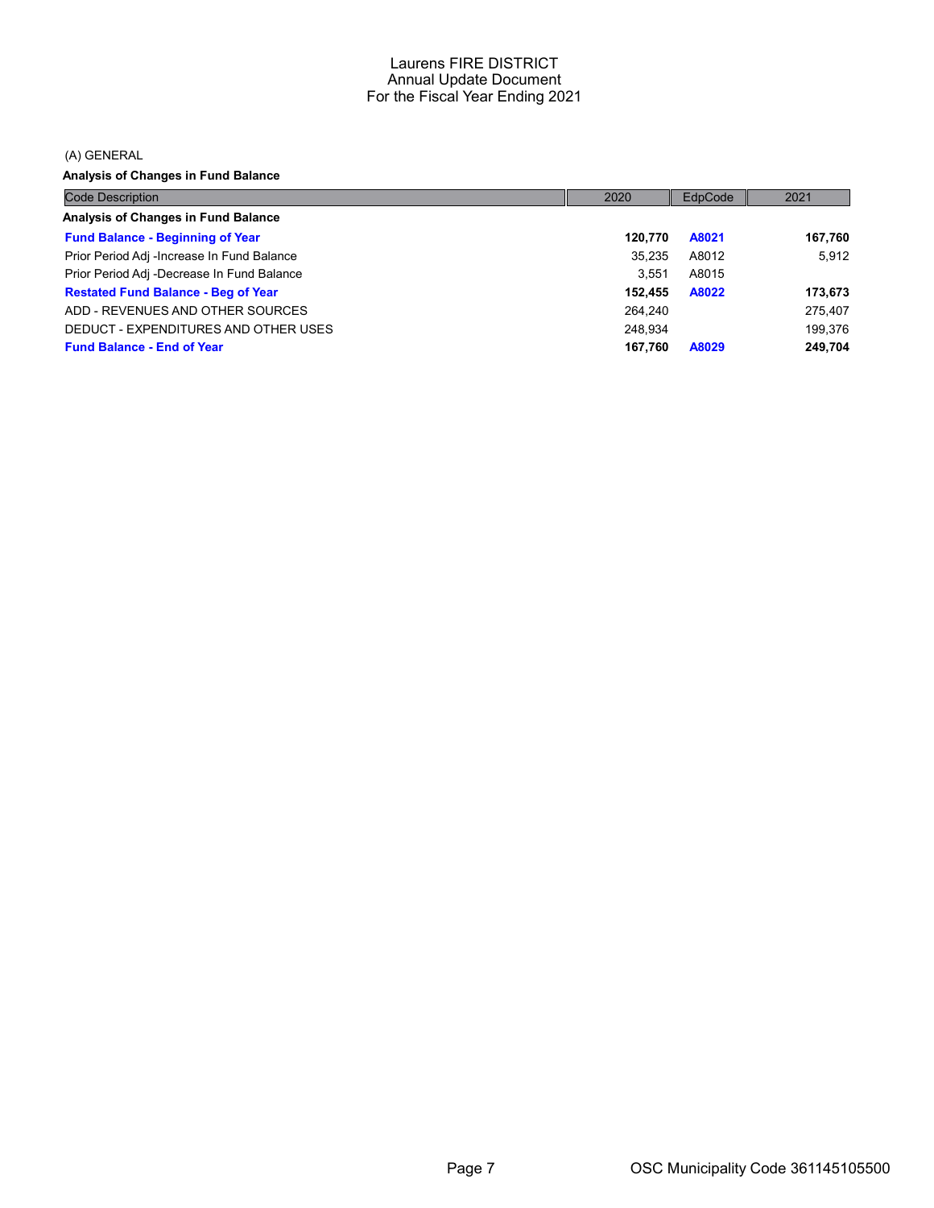# Laurens FIRE DISTRICT
## Annual Update Document
## For the Fiscal Year Ending 2021

(A) GENERAL

**Analysis of Changes in Fund Balance**

| Code Description | 2020 | EdpCode | 2021 |
|---|---|---|---|
| **Analysis of Changes in Fund Balance** | | | |
| **Fund Balance - Beginning of Year** | **120,770** | **A8021** | **167,760** |
| Prior Period Adj -Increase In Fund Balance | 35,235 | A8012 | 5,912 |
| Prior Period Adj -Decrease In Fund Balance | 3,551 | A8015 | |
| **Restated Fund Balance - Beg of Year** | **152,455** | **A8022** | **173,673** |
| ADD - REVENUES AND OTHER SOURCES | 264,240 | | 275,407 |
| DEDUCT - EXPENDITURES AND OTHER USES | 248,934 | | 199,376 |
| **Fund Balance - End of Year** | **167,760** | **A8029** | **249,704** |

OSC Municipality Code 361145105500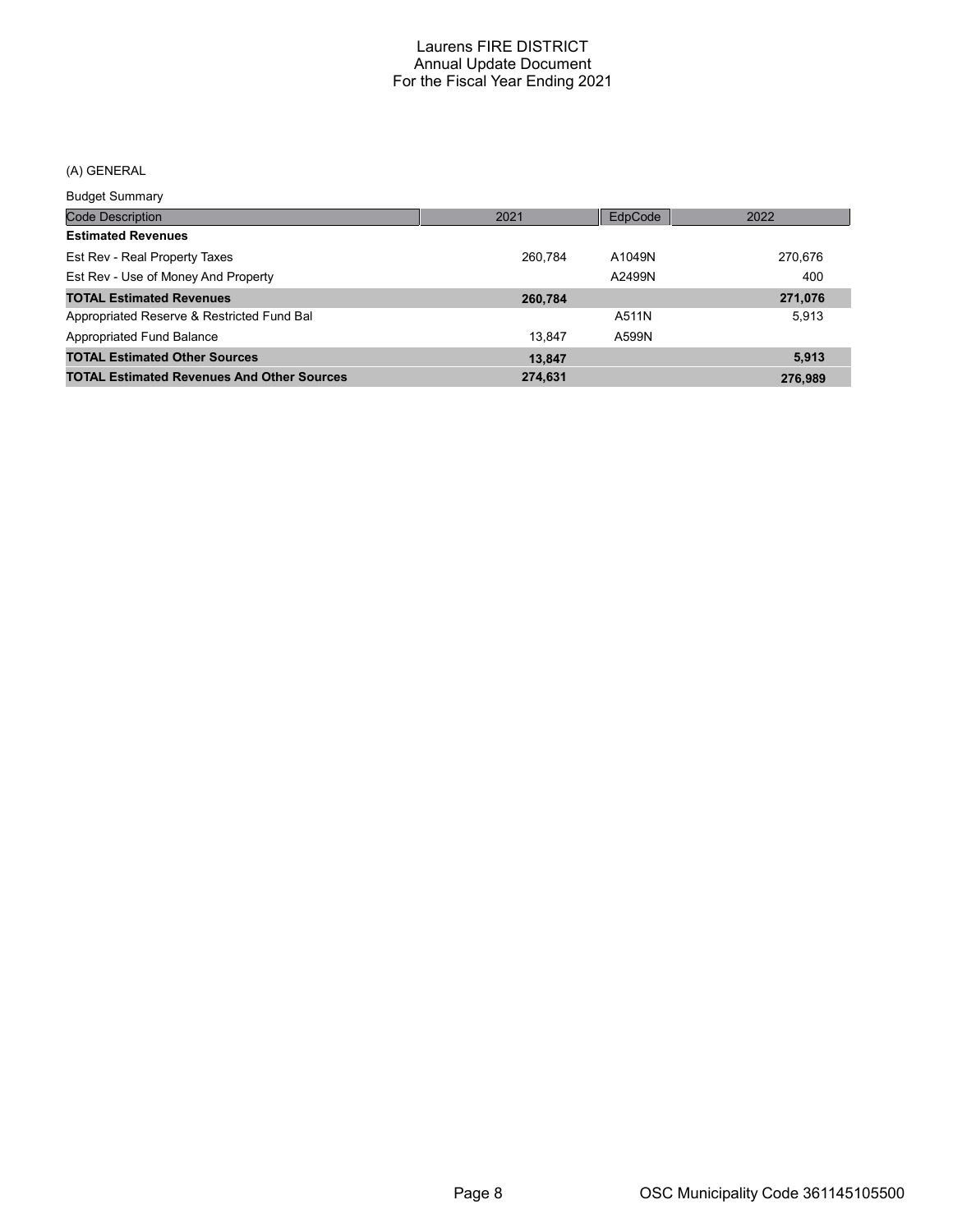# Laurens FIRE DISTRICT
## Annual Update Document
## For the Fiscal Year Ending 2021

(A) GENERAL

Budget Summary

| Code Description | 2021 | EdpCode | 2022 |
|---|---|---|---|
| **Estimated Revenues** | | | |
| Est Rev - Real Property Taxes | 260,784 | A1049N | 270,676 |
| Est Rev - Use of Money And Property | | A2499N | 400 |
| **TOTAL Estimated Revenues** | **260,784** | | **271,076** |
| Appropriated Reserve & Restricted Fund Bal | | A511N | 5,913 |
| Appropriated Fund Balance | 13,847 | A599N | |
| **TOTAL Estimated Other Sources** | **13,847** | | **5,913** |
| **TOTAL Estimated Revenues And Other Sources** | **274,631** | | **276,989** |

OSC Municipality Code 361145105500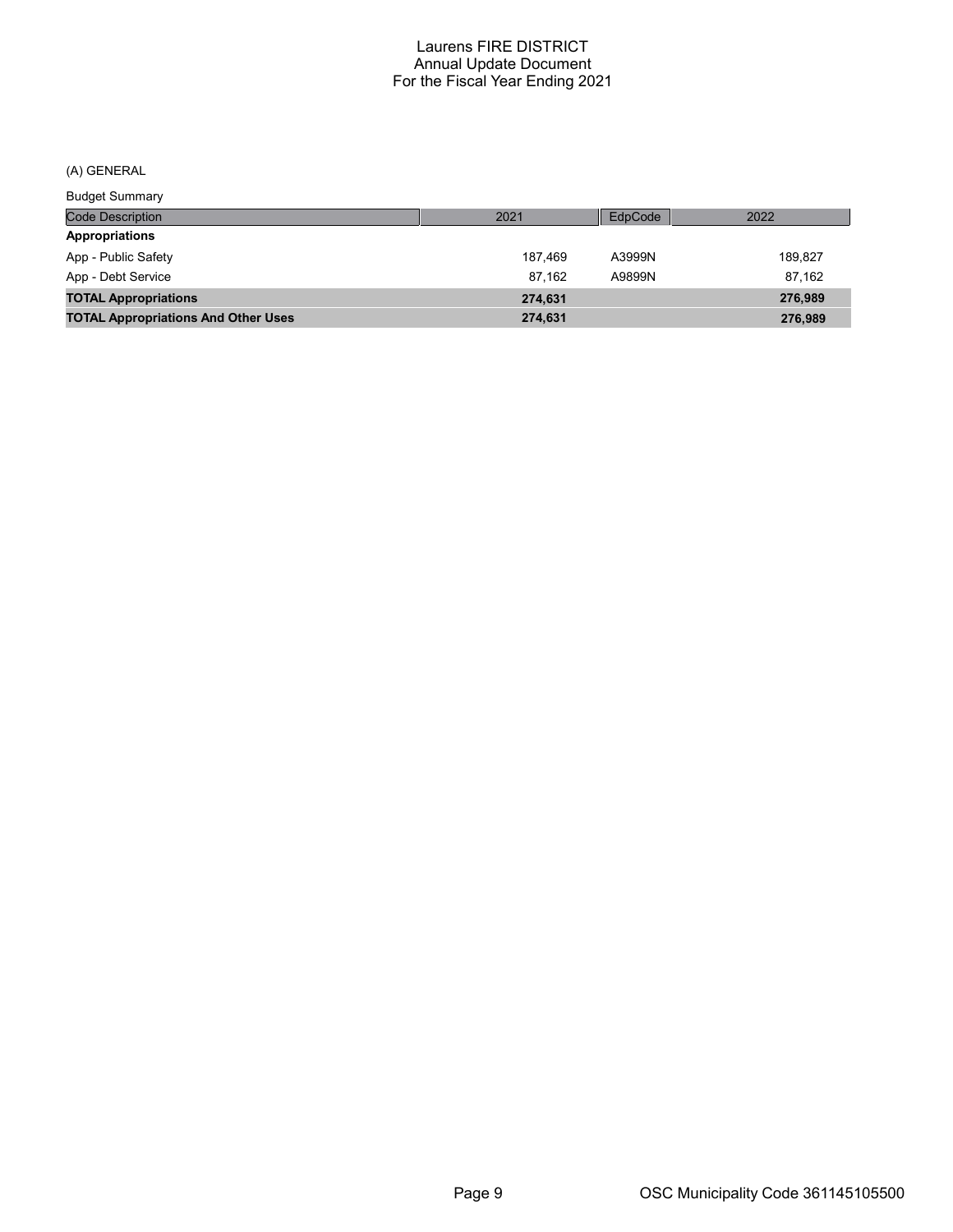# Laurens FIRE DISTRICT
## Annual Update Document
## For the Fiscal Year Ending 2021

(A) GENERAL

Budget Summary

| Code Description | 2021 | EdpCode | 2022 |
|---|---|---|---|
| **Appropriations** | | | |
| App - Public Safety | 187,469 | A3999N | 189,827 |
| App - Debt Service | 87,162 | A9899N | 87,162 |
| **TOTAL Appropriations** | **274,631** | | **276,989** |
| **TOTAL Appropriations And Other Uses** | **274,631** | | **276,989** |

OSC Municipality Code 361145105500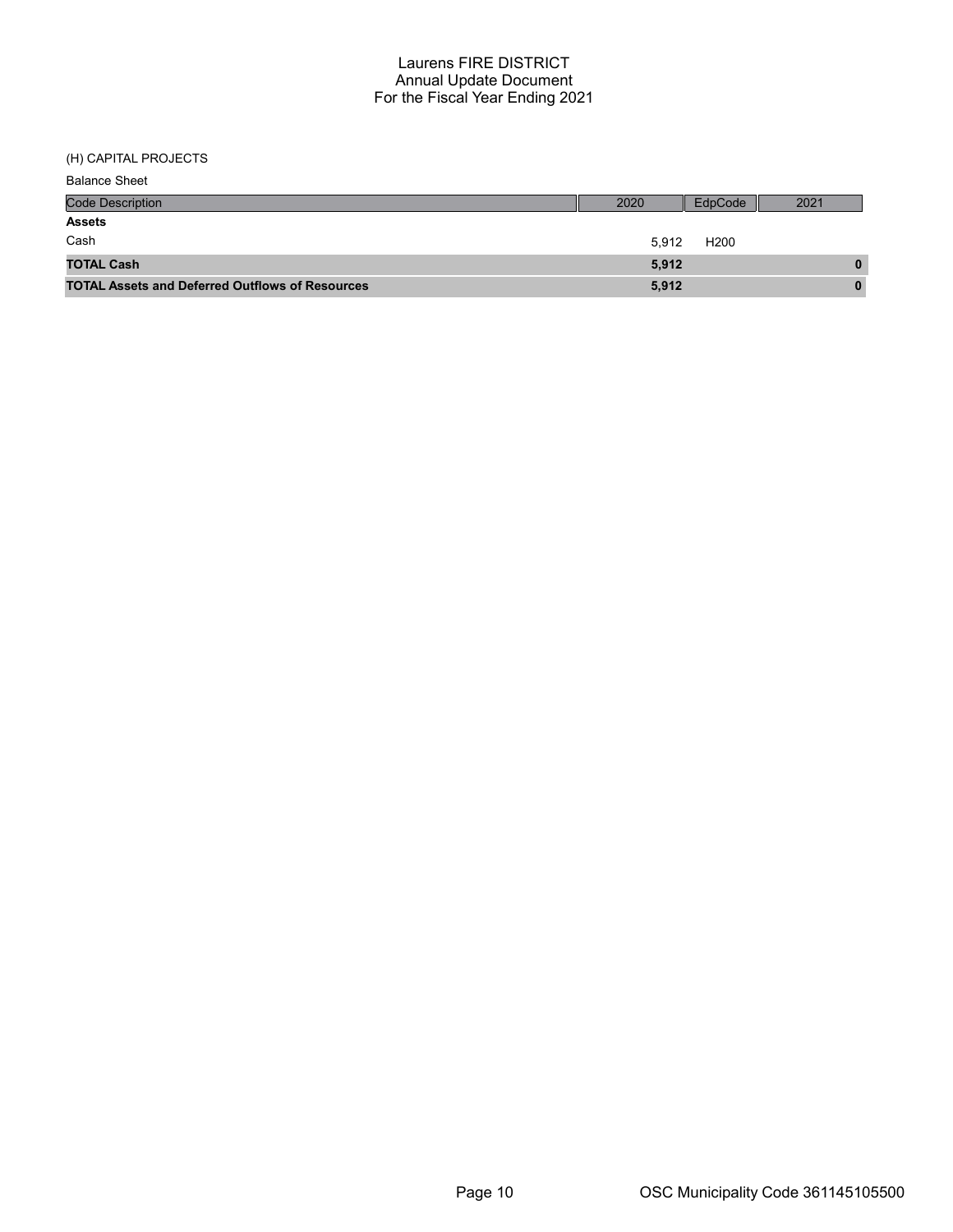# Laurens FIRE DISTRICT
## Annual Update Document
## For the Fiscal Year Ending 2021

(H) CAPITAL PROJECTS

Balance Sheet

| Code Description | 2020 | EdpCode | 2021 |
|---|---|---|---|
| **Assets** | | | |
| Cash | 5,912 | H200 | |
| **TOTAL Cash** | **5,912** | | **0** |
| **TOTAL Assets and Deferred Outflows of Resources** | **5,912** | | **0** |

OSC Municipality Code 361145105500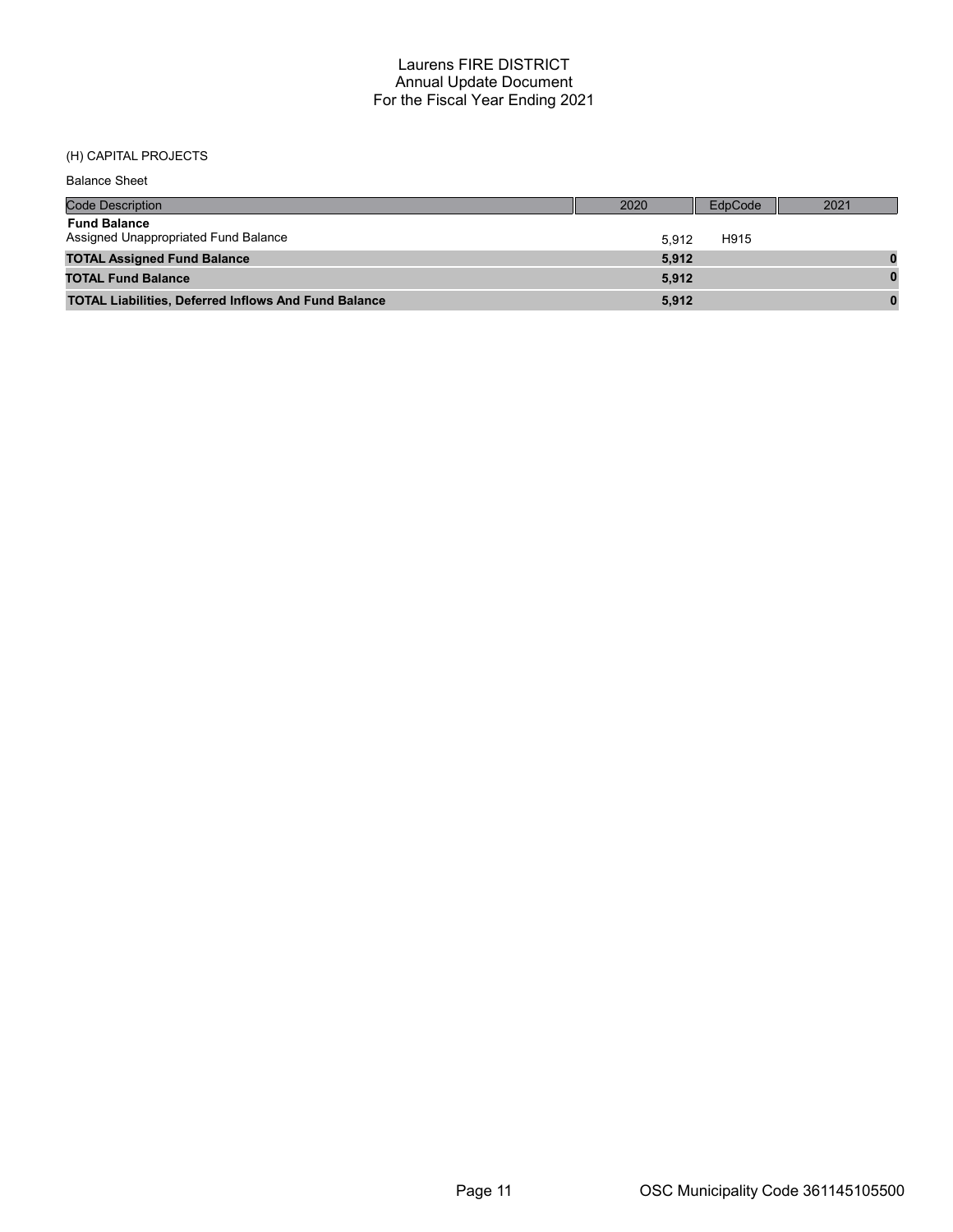# Laurens FIRE DISTRICT
## Annual Update Document
## For the Fiscal Year Ending 2021

(H) CAPITAL PROJECTS

Balance Sheet

| Code Description | 2020 | EdpCode | 2021 |
|---|---|---|---|
| **Fund Balance** | | | |
| Assigned Unappropriated Fund Balance | 5,912 | H915 | |
| **TOTAL Assigned Fund Balance** | **5,912** | | **0** |
| **TOTAL Fund Balance** | **5,912** | | **0** |
| **TOTAL Liabilities, Deferred Inflows And Fund Balance** | **5,912** | | **0** |

OSC Municipality Code 361145105500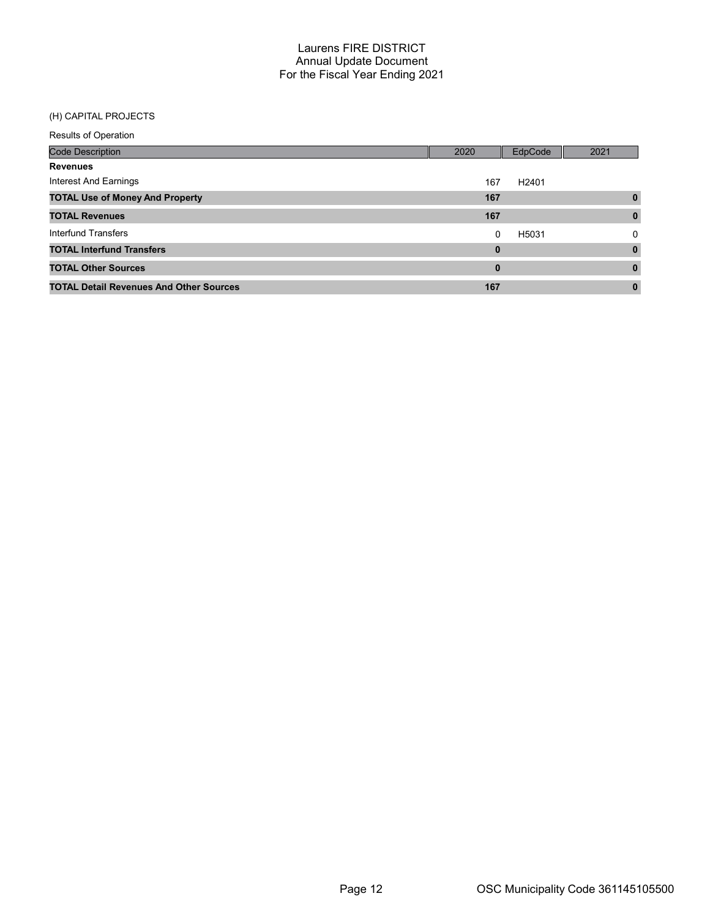# Laurens FIRE DISTRICT
## Annual Update Document
## For the Fiscal Year Ending 2021

(H) CAPITAL PROJECTS

Results of Operation

| Code Description | 2020 | EdpCode | 2021 |
|---|---|---|---|
| **Revenues** | | | |
| Interest And Earnings | 167 | H2401 | |
| **TOTAL Use of Money And Property** | **167** | | **0** |
| **TOTAL Revenues** | **167** | | **0** |
| Interfund Transfers | 0 | H5031 | 0 |
| **TOTAL Interfund Transfers** | **0** | | **0** |
| **TOTAL Other Sources** | **0** | | **0** |
| **TOTAL Detail Revenues And Other Sources** | **167** | | **0** |

OSC Municipality Code 361145105500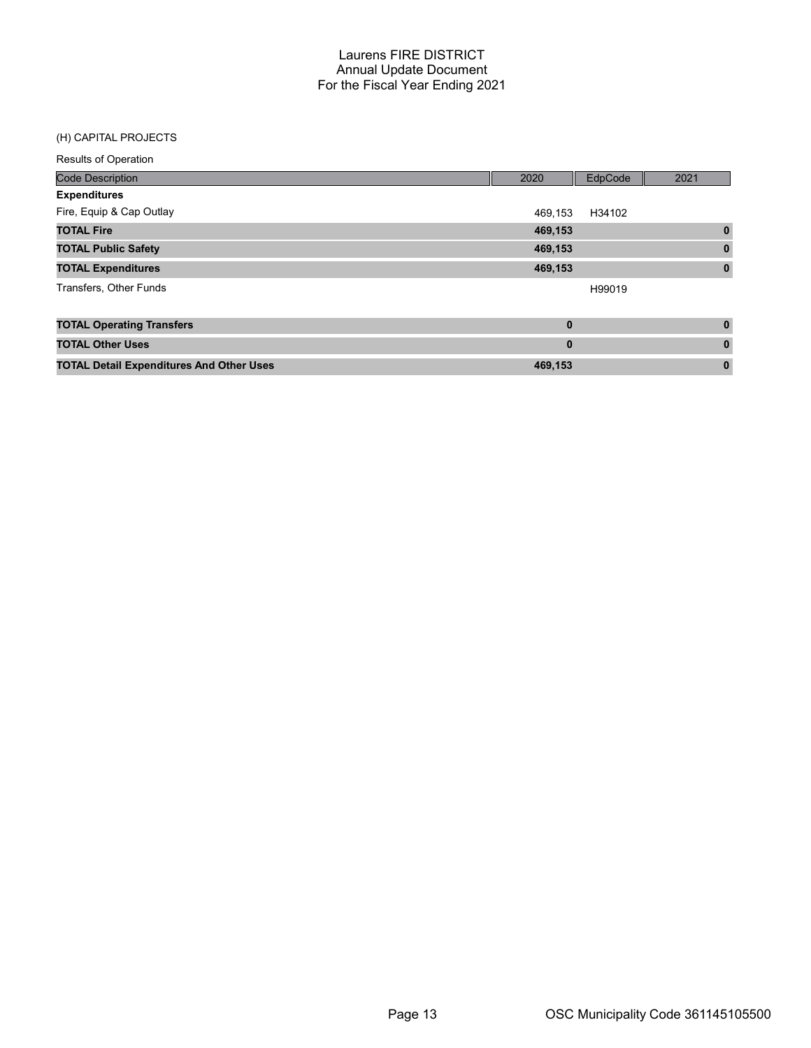# Laurens FIRE DISTRICT
## Annual Update Document
## For the Fiscal Year Ending 2021

(H) CAPITAL PROJECTS

Results of Operation

| Code Description | 2020 | EdpCode | 2021 |
|---|---|---|---|
| **Expenditures** | | | |
| Fire, Equip & Cap Outlay | 469,153 | H34102 | |
| **TOTAL Fire** | **469,153** | | **0** |
| **TOTAL Public Safety** | **469,153** | | **0** |
| **TOTAL Expenditures** | **469,153** | | **0** |
| Transfers, Other Funds | | H99019 | |
| **TOTAL Operating Transfers** | **0** | | **0** |
| **TOTAL Other Uses** | **0** | | **0** |
| **TOTAL Detail Expenditures And Other Uses** | **469,153** | | **0** |

OSC Municipality Code 361145105500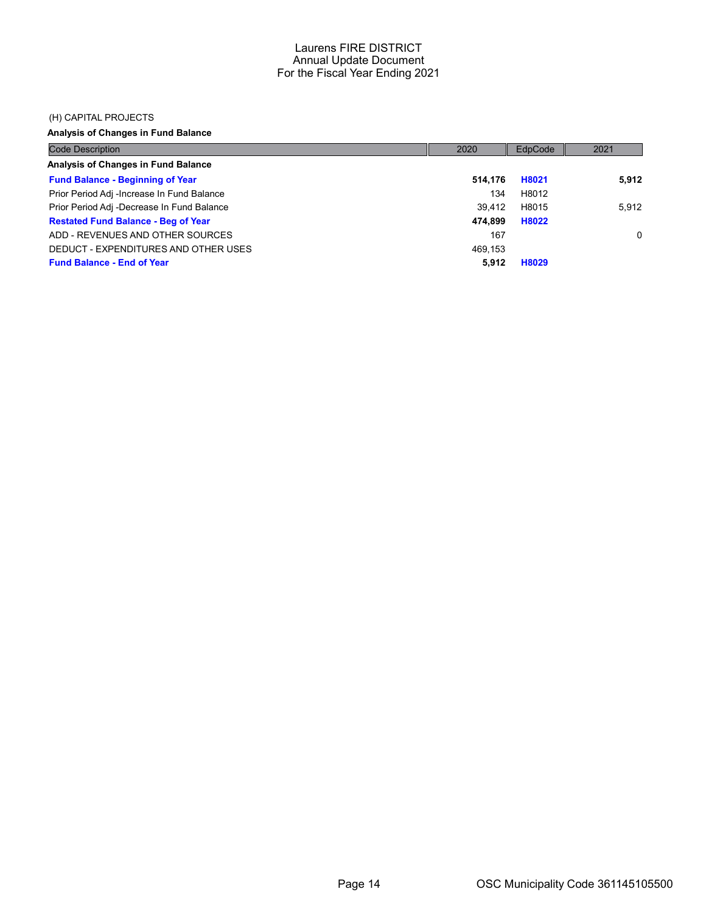# Laurens FIRE DISTRICT
## Annual Update Document
## For the Fiscal Year Ending 2021

(H) CAPITAL PROJECTS

**Analysis of Changes in Fund Balance**

| Code Description | 2020 | EdpCode | 2021 |
|---|---|---|---|
| **Analysis of Changes in Fund Balance** | | | |
| **Fund Balance - Beginning of Year** | **514,176** | **H8021** | **5,912** |
| Prior Period Adj -Increase In Fund Balance | 134 | H8012 | |
| Prior Period Adj -Decrease In Fund Balance | 39,412 | H8015 | 5,912 |
| **Restated Fund Balance - Beg of Year** | **474,899** | **H8022** | |
| ADD - REVENUES AND OTHER SOURCES | 167 | | 0 |
| DEDUCT - EXPENDITURES AND OTHER USES | 469,153 | | |
| **Fund Balance - End of Year** | **5,912** | **H8029** | |

OSC Municipality Code 361145105500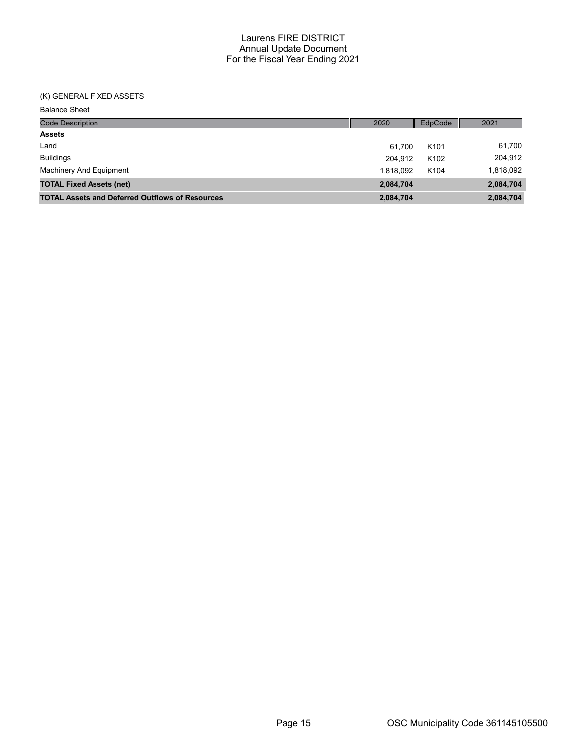# Laurens FIRE DISTRICT
## Annual Update Document
## For the Fiscal Year Ending 2021

### (K) GENERAL FIXED ASSETS

Balance Sheet

| Code Description | 2020 | EdpCode | 2021 |
|---|---|---|---|
| **Assets** | | | |
| Land | 61,700 | K101 | 61,700 |
| Buildings | 204,912 | K102 | 204,912 |
| Machinery And Equipment | 1,818,092 | K104 | 1,818,092 |
| **TOTAL Fixed Assets (net)** | **2,084,704** | | **2,084,704** |
| **TOTAL Assets and Deferred Outflows of Resources** | **2,084,704** | | **2,084,704** |

OSC Municipality Code 361145105500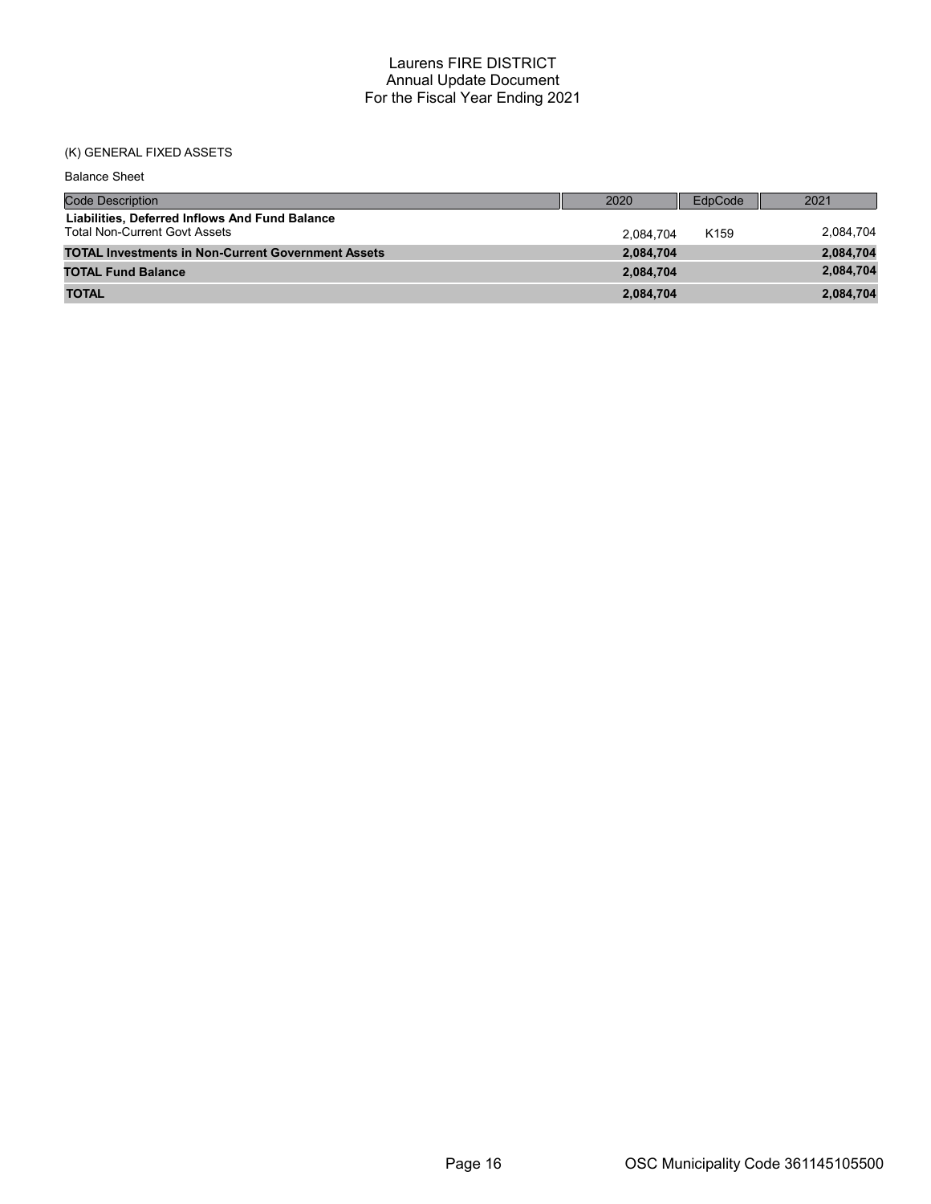# Laurens FIRE DISTRICT
## Annual Update Document
## For the Fiscal Year Ending 2021

(K) GENERAL FIXED ASSETS

Balance Sheet

| Code Description | 2020 | EdpCode | 2021 |
|---|---|---|---|
| **Liabilities, Deferred Inflows And Fund Balance** | | | |
| Total Non-Current Govt Assets | 2,084,704 | K159 | 2,084,704 |
| **TOTAL Investments in Non-Current Government Assets** | **2,084,704** | | **2,084,704** |
| **TOTAL Fund Balance** | **2,084,704** | | **2,084,704** |
| **TOTAL** | **2,084,704** | | **2,084,704** |

OSC Municipality Code 361145105500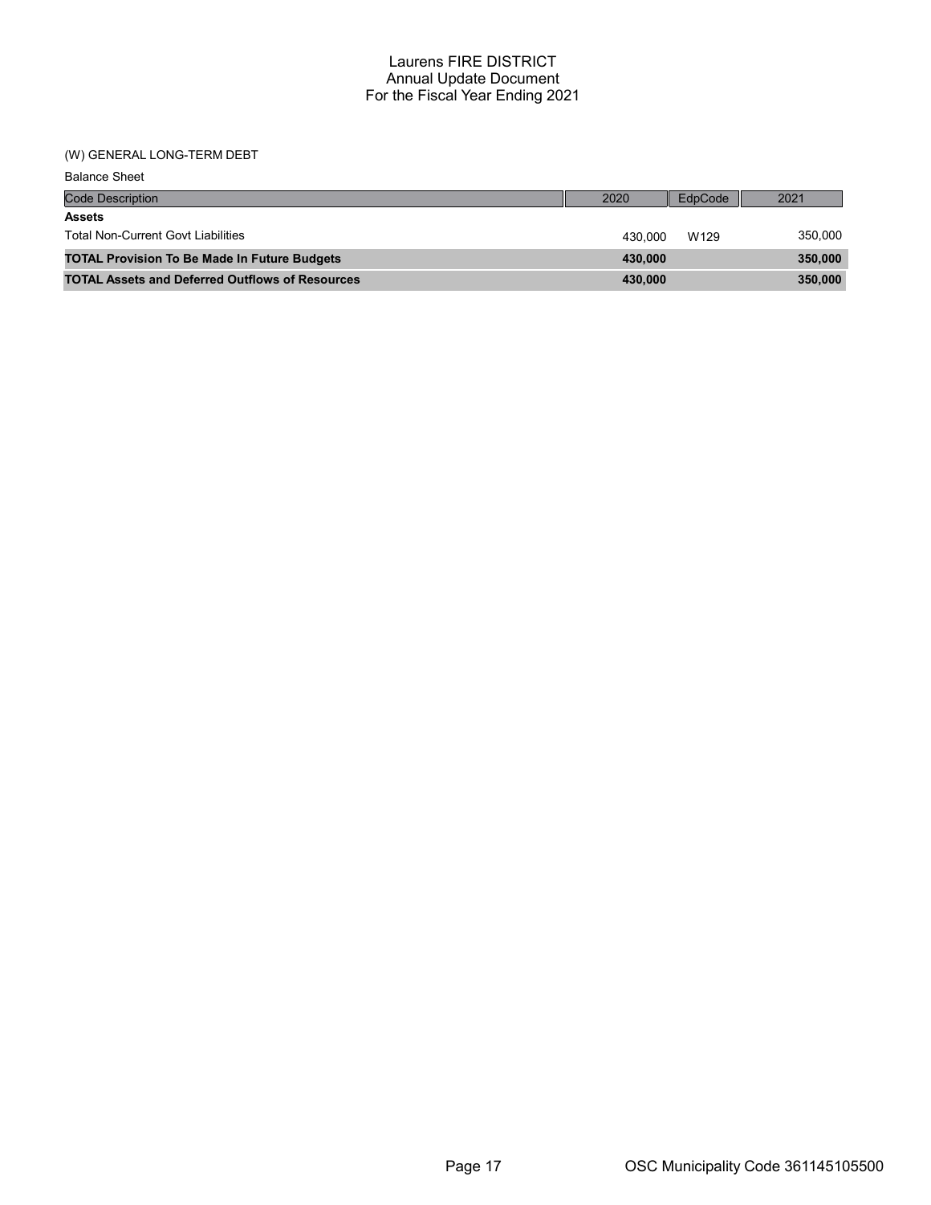# Laurens FIRE DISTRICT
## Annual Update Document
## For the Fiscal Year Ending 2021

(W) GENERAL LONG-TERM DEBT

Balance Sheet

| Code Description | 2020 | EdpCode | 2021 |
|---|---|---|---|
| **Assets** | | | |
| Total Non-Current Govt Liabilities | 430,000 | W129 | 350,000 |
| **TOTAL Provision To Be Made In Future Budgets** | **430,000** | | **350,000** |
| **TOTAL Assets and Deferred Outflows of Resources** | **430,000** | | **350,000** |

OSC Municipality Code 361145105500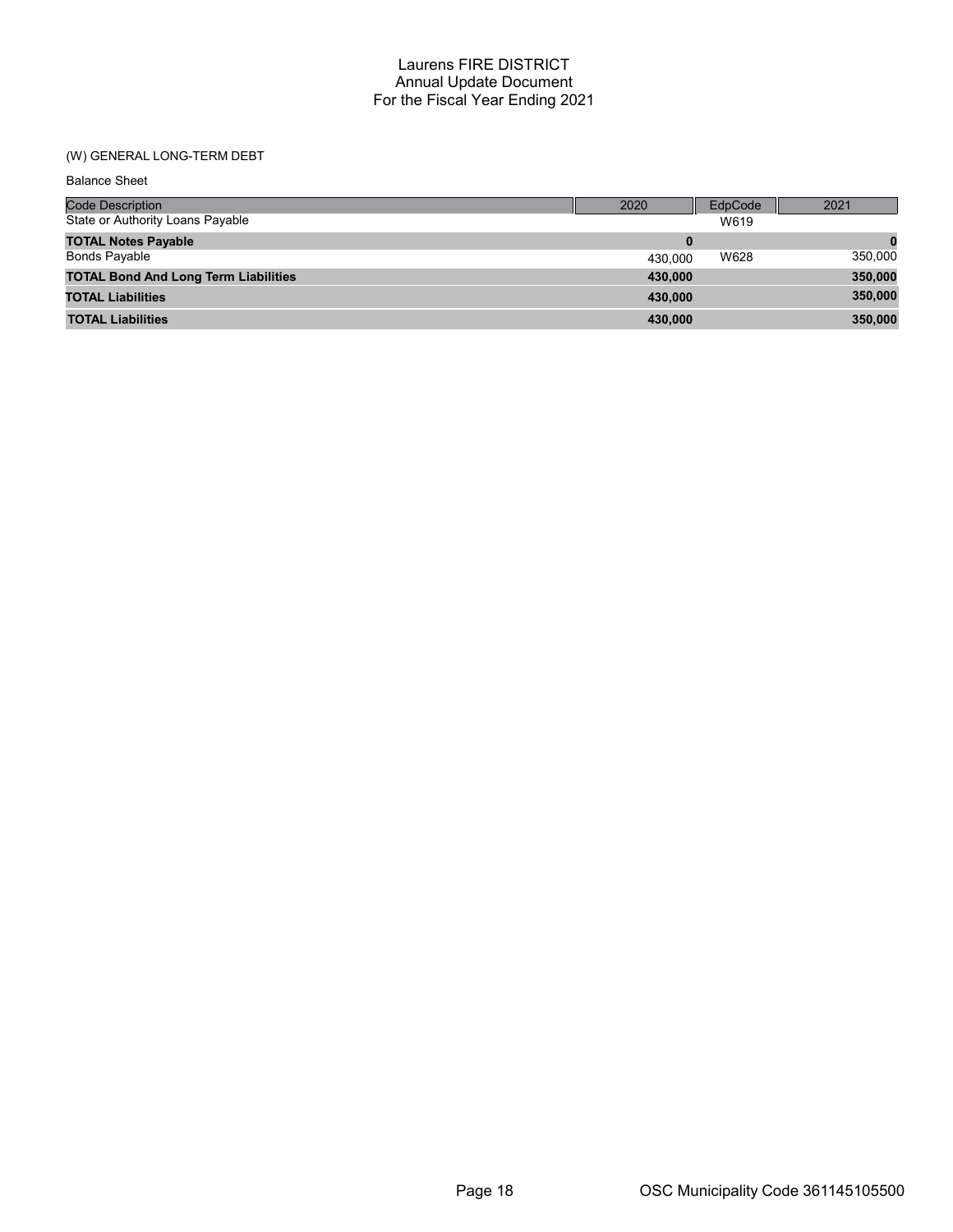# Laurens FIRE DISTRICT
## Annual Update Document
## For the Fiscal Year Ending 2021

(W) GENERAL LONG-TERM DEBT

Balance Sheet

| Code Description | 2020 | EdpCode | 2021 |
|---|---|---|---|
| State or Authority Loans Payable | | W619 | |
| **TOTAL Notes Payable** | **0** | | **0** |
| Bonds Payable | 430,000 | W628 | 350,000 |
| **TOTAL Bond And Long Term Liabilities** | **430,000** | | **350,000** |
| **TOTAL Liabilities** | **430,000** | | **350,000** |
| **TOTAL Liabilities** | **430,000** | | **350,000** |

OSC Municipality Code 361145105500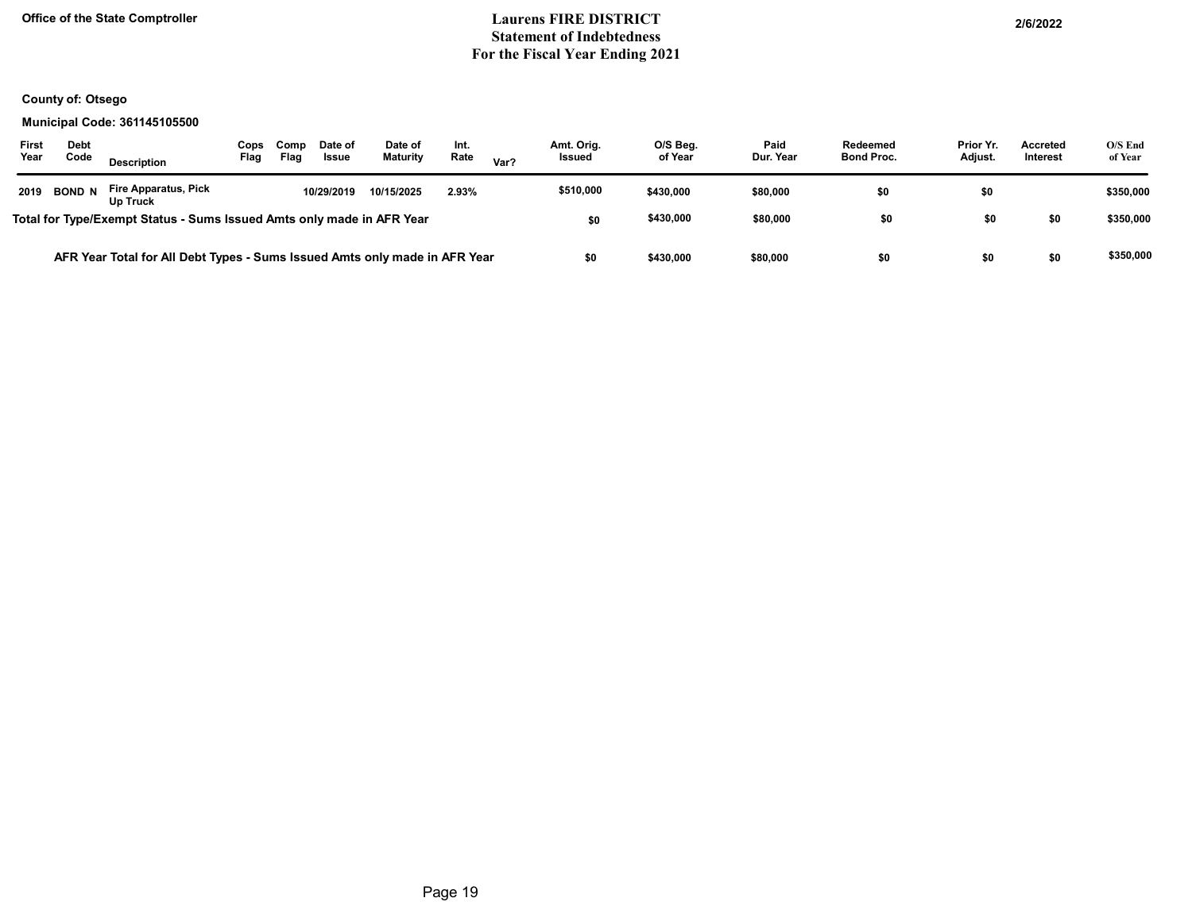Office of the State Comptroller

# Laurens FIRE DISTRICT
## Statement of Indebtedness
## For the Fiscal Year Ending 2021

2/6/2022

**County of: Otsego**

**Municipal Code: 361145105500**

| First Year | Debt Code | Description | Cops Flag | Comp Flag | Date of Issue | Date of Maturity | Int. Rate | Var? | Amt. Orig. Issued | O/S Beg. of Year | Paid Dur. Year | Redeemed Bond Proc. | Prior Yr. Adjust. | Accreted Interest | O/S End of Year |
|---|---|---|---|---|---|---|---|---|---|---|---|---|---|---|---|
| 2019 | BOND N | Fire Apparatus, Pick Up Truck | | | 10/29/2019 | 10/15/2025 | 2.93% | | $510,000 | $430,000 | $80,000 | $0 | $0 | | $350,000 |
| Total for Type/Exempt Status - Sums Issued Amts only made in AFR Year | | | | | | | | | $0 | $430,000 | $80,000 | $0 | $0 | $0 | $350,000 |
| AFR Year Total for All Debt Types - Sums Issued Amts only made in AFR Year | | | | | | | | | $0 | $430,000 | $80,000 | $0 | $0 | $0 | $350,000 |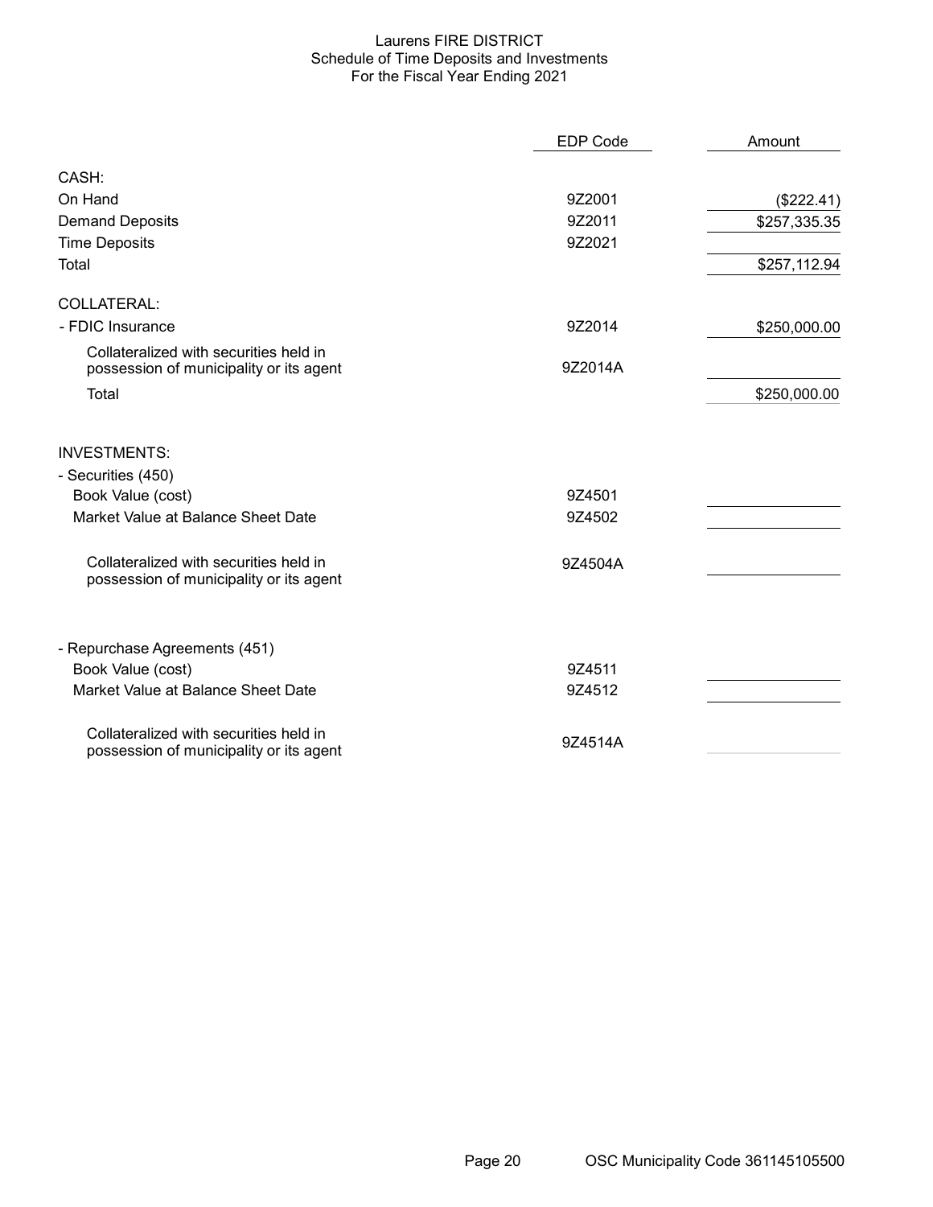# Laurens FIRE DISTRICT
## Schedule of Time Deposits and Investments
### For the Fiscal Year Ending 2021

| | EDP Code | Amount |
|---|---|---|
| **CASH:** | | |
| On Hand | 9Z2001 | ($222.41) |
| Demand Deposits | 9Z2011 | $257,335.35 |
| Time Deposits | 9Z2021 | |
| Total | | $257,112.94 |
| **COLLATERAL:** | | |
| - FDIC Insurance | 9Z2014 | $250,000.00 |
| Collateralized with securities held in possession of municipality or its agent | 9Z2014A | |
| Total | | $250,000.00 |
| **INVESTMENTS:** | | |
| - Securities (450) | | |
| Book Value (cost) | 9Z4501 | |
| Market Value at Balance Sheet Date | 9Z4502 | |
| Collateralized with securities held in possession of municipality or its agent | 9Z4504A | |
| - Repurchase Agreements (451) | | |
| Book Value (cost) | 9Z4511 | |
| Market Value at Balance Sheet Date | 9Z4512 | |
| Collateralized with securities held in possession of municipality or its agent | 9Z4514A | |

OSC Municipality Code 361145105500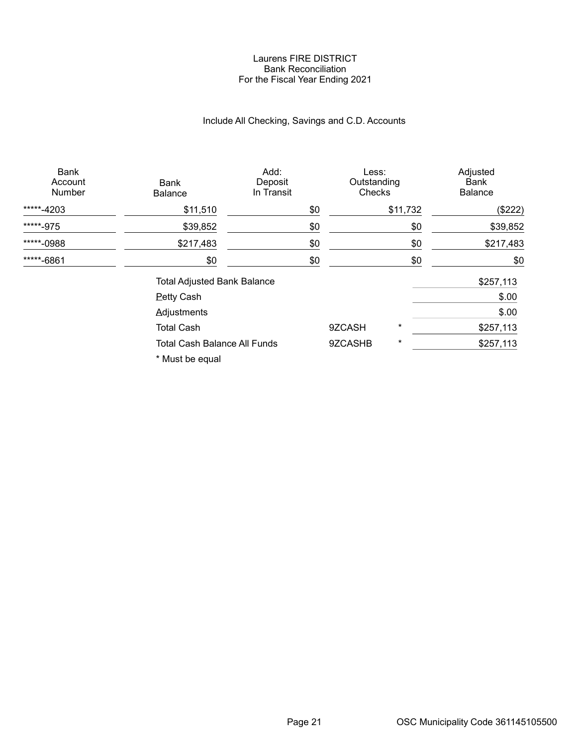# Laurens FIRE DISTRICT
## Bank Reconciliation
### For the Fiscal Year Ending 2021

Include All Checking, Savings and C.D. Accounts

| Bank Account Number | Bank Balance | Add: Deposit In Transit | Less: Outstanding Checks | Adjusted Bank Balance |
|---|---|---|---|---|
| *****-4203 | $11,510 | $0 | $11,732 | ($222) |
| *****-975 | $39,852 | $0 | $0 | $39,852 |
| *****-0988 | $217,483 | $0 | $0 | $217,483 |
| *****-6861 | $0 | $0 | $0 | $0 |

| | | | |
|---|---|---|---|
| Total Adjusted Bank Balance | | | $257,113 |
| Petty Cash | | | $.00 |
| Adjustments | | | $.00 |
| Total Cash | 9ZCASH | * | $257,113 |
| Total Cash Balance All Funds | 9ZCASHB | * | $257,113 |

* Must be equal

OSC Municipality Code 361145105500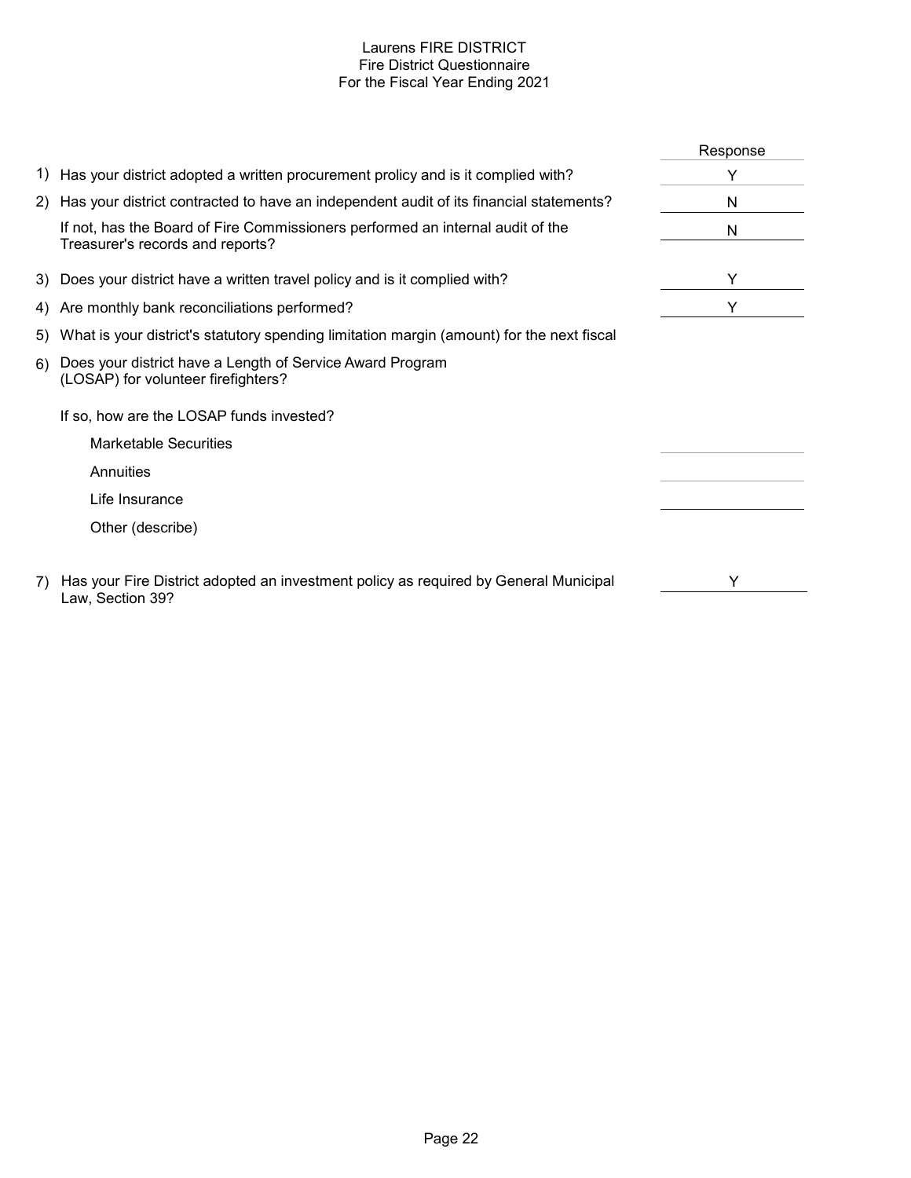# Laurens FIRE DISTRICT
## Fire District Questionnaire
### For the Fiscal Year Ending 2021

| | | Response |
|---|---|---|
| 1) | Has your district adopted a written procurement prolicy and is it complied with? | Y |
| 2) | Has your district contracted to have an independent audit of its financial statements? | N |
| | If not, has the Board of Fire Commissioners performed an internal audit of the Treasurer's records and reports? | N |
| 3) | Does your district have a written travel policy and is it complied with? | Y |
| 4) | Are monthly bank reconciliations performed? | Y |
| 5) | What is your district's statutory spending limitation margin (amount) for the next fiscal | |
| 6) | Does your district have a Length of Service Award Program (LOSAP) for volunteer firefighters? | |
| | If so, how are the LOSAP funds invested? | |
| | Marketable Securities | |
| | Annuities | |
| | Life Insurance | |
| | Other (describe) | |
| 7) | Has your Fire District adopted an investment policy as required by General Municipal Law, Section 39? | Y |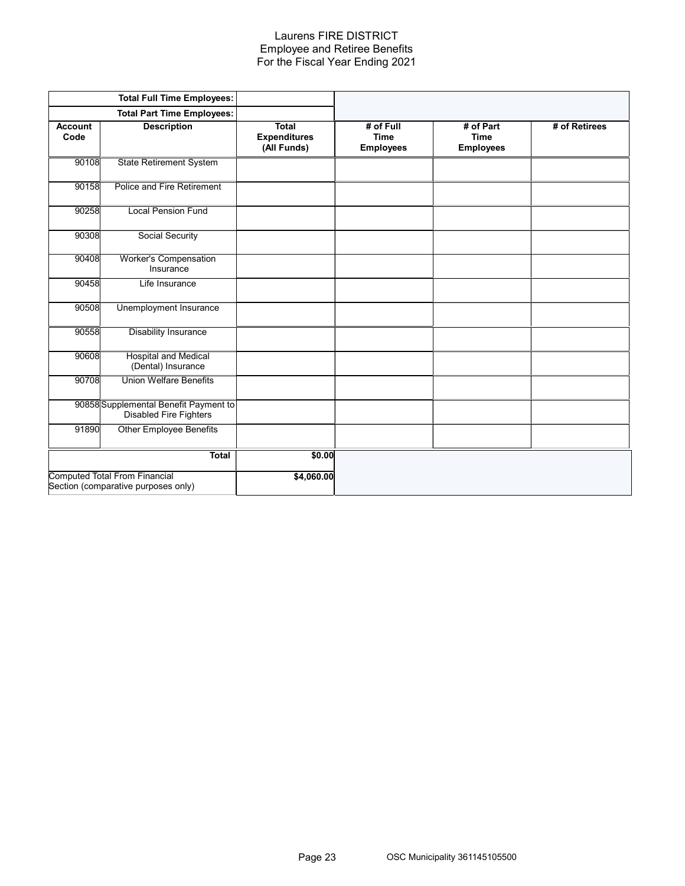# Laurens FIRE DISTRICT
## Employee and Retiree Benefits
### For the Fiscal Year Ending 2021

| | Total Full Time Employees: | | | | |
|---|---|---|---|---|---|
| | **Total Part Time Employees:** | | | | |
| **Account Code** | **Description** | **Total Expenditures (All Funds)** | **# of Full Time Employees** | **# of Part Time Employees** | **# of Retirees** |
| 90108 | State Retirement System | | | | |
| 90158 | Police and Fire Retirement | | | | |
| 90258 | Local Pension Fund | | | | |
| 90308 | Social Security | | | | |
| 90408 | Worker's Compensation Insurance | | | | |
| 90458 | Life Insurance | | | | |
| 90508 | Unemployment Insurance | | | | |
| 90558 | Disability Insurance | | | | |
| 90608 | Hospital and Medical (Dental) Insurance | | | | |
| 90708 | Union Welfare Benefits | | | | |
| 90858 | Supplemental Benefit Payment to Disabled Fire Fighters | | | | |
| 91890 | Other Employee Benefits | | | | |
| | **Total** | **$0.00** | | | |
| Computed Total From Financial Section (comparative purposes only) | | **$4,060.00** | | | |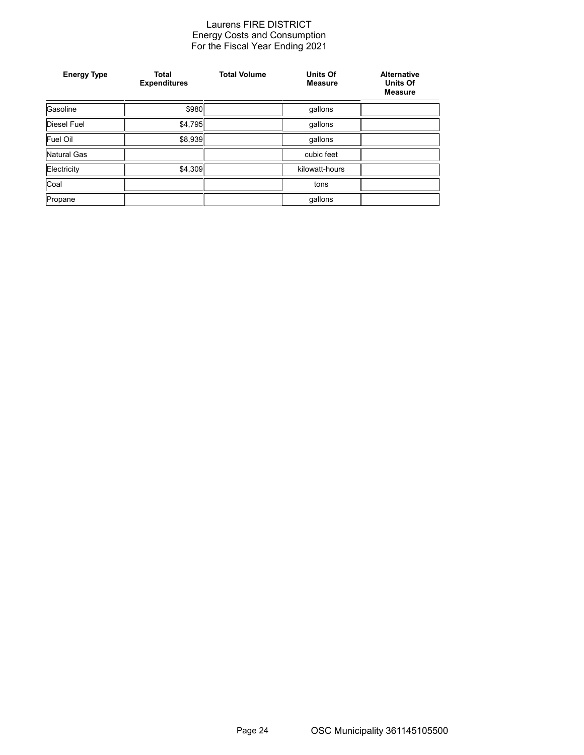# Laurens FIRE DISTRICT
## Energy Costs and Consumption
## For the Fiscal Year Ending 2021

| Energy Type | Total Expenditures | Total Volume | Units Of Measure | Alternative Units Of Measure |
|---|---|---|---|---|
| Gasoline | $980 | | gallons | |
| Diesel Fuel | $4,795 | | gallons | |
| Fuel Oil | $8,939 | | gallons | |
| Natural Gas | | | cubic feet | |
| Electricity | $4,309 | | kilowatt-hours | |
| Coal | | | tons | |
| Propane | | | gallons | |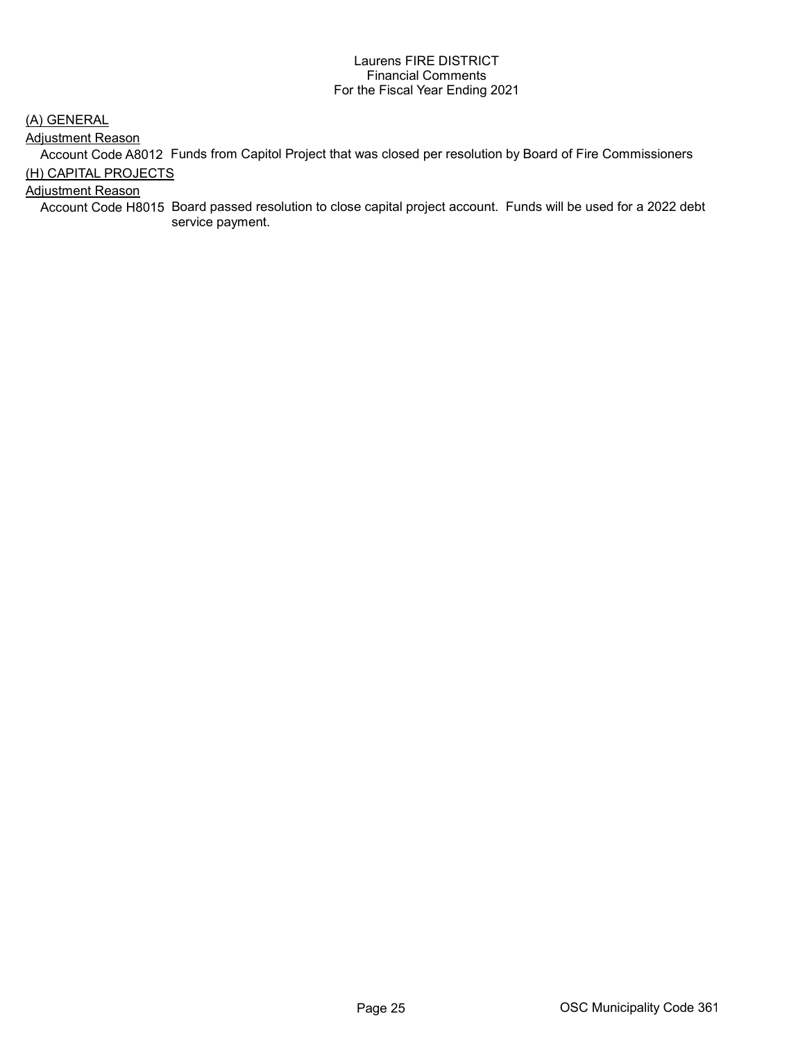Laurens FIRE DISTRICT
Financial Comments
For the Fiscal Year Ending 2021

(A) GENERAL

Adjustment Reason

Account Code A8012 Funds from Capitol Project that was closed per resolution by Board of Fire Commissioners

(H) CAPITAL PROJECTS

Adjustment Reason

Account Code H8015 Board passed resolution to close capital project account. Funds will be used for a 2022 debt service payment.